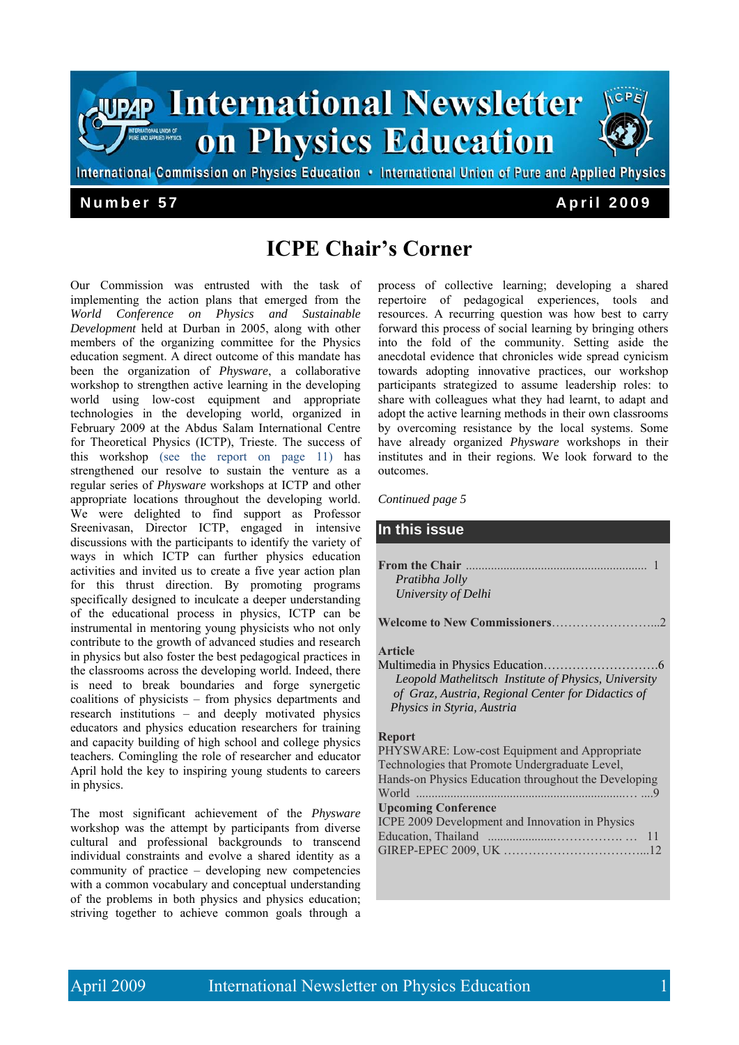# International Newsletter on Physics Education

International Commission on Physics Education • International Union of Pure and Applied Physics

**Number 57** **April 2009**

## ICPE Chair's Corner

Our Commission was entrusted with the task of implementing the action plans that emerged from the *World Conference on Physics and Sustainable Development* held at Durban in 2005, along with other members of the organizing committee for the Physics education segment. A direct outcome of this mandate has been the organization of *Physware*, a collaborative workshop to strengthen active learning in the developing world using low-cost equipment and appropriate technologies in the developing world, organized in February 2009 at the Abdus Salam International Centre for Theoretical Physics (ICTP), Trieste. The success of this workshop (see the report on page 11) has strengthened our resolve to sustain the venture as a regular series of *Physware* workshops at ICTP and other appropriate locations throughout the developing world. We were delighted to find support as Professor Sreenivasan, Director ICTP, engaged in intensive discussions with the participants to identify the variety of ways in which ICTP can further physics education activities and invited us to create a five year action plan for this thrust direction. By promoting programs specifically designed to inculcate a deeper understanding of the educational process in physics, ICTP can be instrumental in mentoring young physicists who not only contribute to the growth of advanced studies and research in physics but also foster the best pedagogical practices in the classrooms across the developing world. Indeed, there is need to break boundaries and forge synergetic coalitions of physicists – from physics departments and research institutions – and deeply motivated physics educators and physics education researchers for training and capacity building of high school and college physics teachers. Comingling the role of researcher and educator April hold the key to inspiring young students to careers in physics.

The most significant achievement of the *Physware* workshop was the attempt by participants from diverse cultural and professional backgrounds to transcend individual constraints and evolve a shared identity as a community of practice – developing new competencies with a common vocabulary and conceptual understanding of the problems in both physics and physics education; striving together to achieve common goals through a process of collective learning; developing a shared repertoire of pedagogical experiences, tools and resources. A recurring question was how best to carry forward this process of social learning by bringing others into the fold of the community. Setting aside the anecdotal evidence that chronicles wide spread cynicism towards adopting innovative practices, our workshop participants strategized to assume leadership roles: to share with colleagues what they had learnt, to adapt and adopt the active learning methods in their own classrooms by overcoming resistance by the local systems. Some have already organized *Physware* workshops in their institutes and in their regions. We look forward to the outcomes.

*Continued page 5*

### In this issue

**From the Chair** ........................................................ 1
*Pratibha Jolly*
*University of Delhi*

**Welcome to New Commissioners**…………………….....2

**Article**
Multimedia in Physics Education………………………6
*Leopold Mathelitsch Institute of Physics, University of Graz, Austria, Regional Center for Didactics of Physics in Styria, Austria*

**Report**
PHYSWARE: Low-cost Equipment and Appropriate Technologies that Promote Undergraduate Level, Hands-on Physics Education throughout the Developing World ......................................................…. ....9

**Upcoming Conference**
ICPE 2009 Development and Innovation in Physics Education, Thailand .....................…………… … 11
GIREP-EPEC 2009, UK ……………………………...12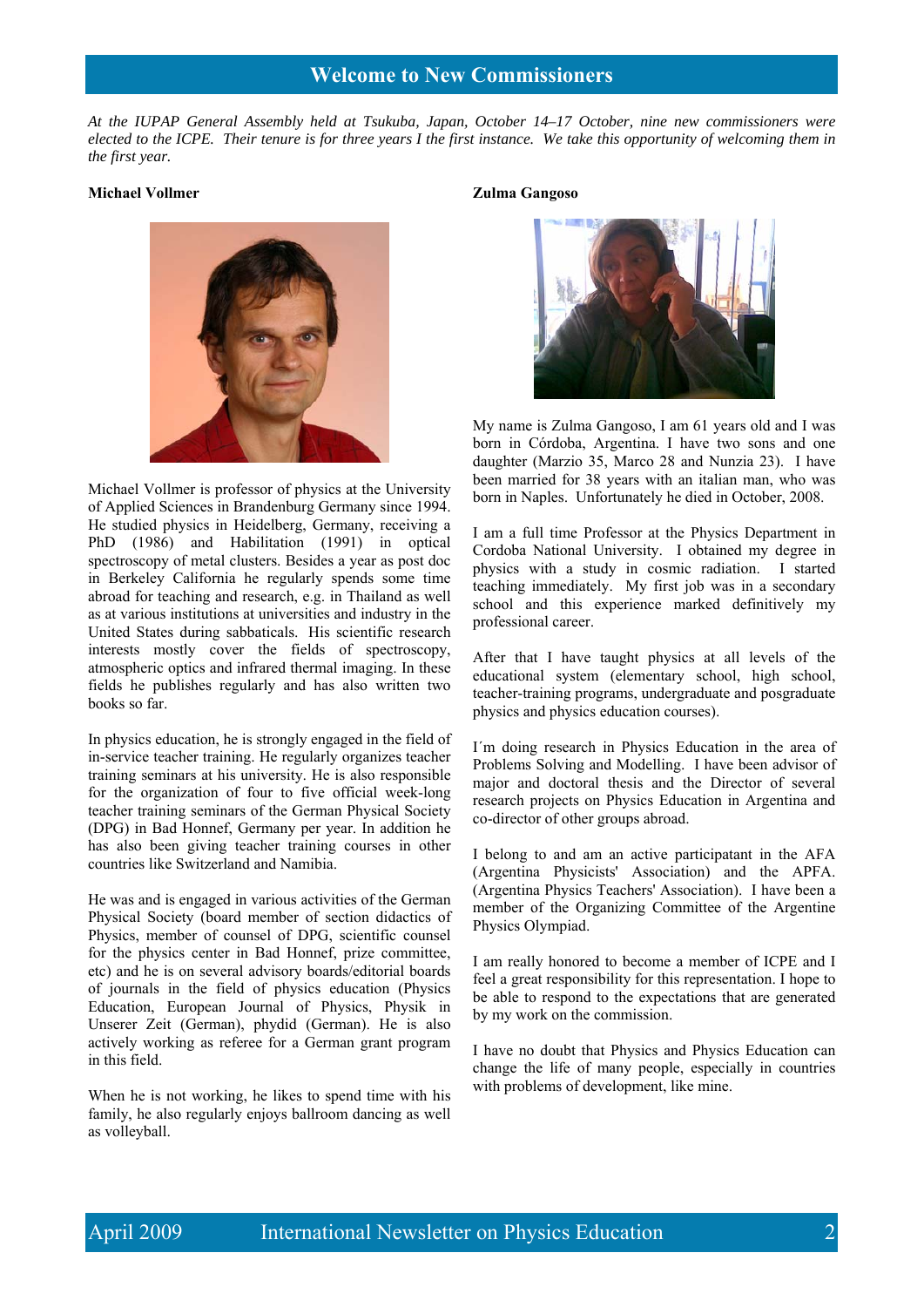## Welcome to New Commissioners

*At the IUPAP General Assembly held at Tsukuba, Japan, October 14–17 October, nine new commissioners were elected to the ICPE. Their tenure is for three years I the first instance. We take this opportunity of welcoming them in the first year.*

**Michael Vollmer**

Michael Vollmer is professor of physics at the University of Applied Sciences in Brandenburg Germany since 1994. He studied physics in Heidelberg, Germany, receiving a PhD (1986) and Habilitation (1991) in optical spectroscopy of metal clusters. Besides a year as post doc in Berkeley California he regularly spends some time abroad for teaching and research, e.g. in Thailand as well as at various institutions at universities and industry in the United States during sabbaticals. His scientific research interests mostly cover the fields of spectroscopy, atmospheric optics and infrared thermal imaging. In these fields he publishes regularly and has also written two books so far.

In physics education, he is strongly engaged in the field of in-service teacher training. He regularly organizes teacher training seminars at his university. He is also responsible for the organization of four to five official week-long teacher training seminars of the German Physical Society (DPG) in Bad Honnef, Germany per year. In addition he has also been giving teacher training courses in other countries like Switzerland and Namibia.

He was and is engaged in various activities of the German Physical Society (board member of section didactics of Physics, member of counsel of DPG, scientific counsel for the physics center in Bad Honnef, prize committee, etc) and he is on several advisory boards/editorial boards of journals in the field of physics education (Physics Education, European Journal of Physics, Physik in Unserer Zeit (German), phydid (German). He is also actively working as referee for a German grant program in this field.

When he is not working, he likes to spend time with his family, he also regularly enjoys ballroom dancing as well as volleyball.

**Zulma Gangoso**

My name is Zulma Gangoso, I am 61 years old and I was born in Córdoba, Argentina. I have two sons and one daughter (Marzio 35, Marco 28 and Nunzia 23). I have been married for 38 years with an italian man, who was born in Naples. Unfortunately he died in October, 2008.

I am a full time Professor at the Physics Department in Cordoba National University. I obtained my degree in physics with a study in cosmic radiation. I started teaching immediately. My first job was in a secondary school and this experience marked definitively my professional career.

After that I have taught physics at all levels of the educational system (elementary school, high school, teacher-training programs, undergraduate and posgraduate physics and physics education courses).

I´m doing research in Physics Education in the area of Problems Solving and Modelling. I have been advisor of major and doctoral thesis and the Director of several research projects on Physics Education in Argentina and co-director of other groups abroad.

I belong to and am an active participatant in the AFA (Argentina Physicists' Association) and the APFA. (Argentina Physics Teachers' Association). I have been a member of the Organizing Committee of the Argentine Physics Olympiad.

I am really honored to become a member of ICPE and I feel a great responsibility for this representation. I hope to be able to respond to the expectations that are generated by my work on the commission.

I have no doubt that Physics and Physics Education can change the life of many people, especially in countries with problems of development, like mine.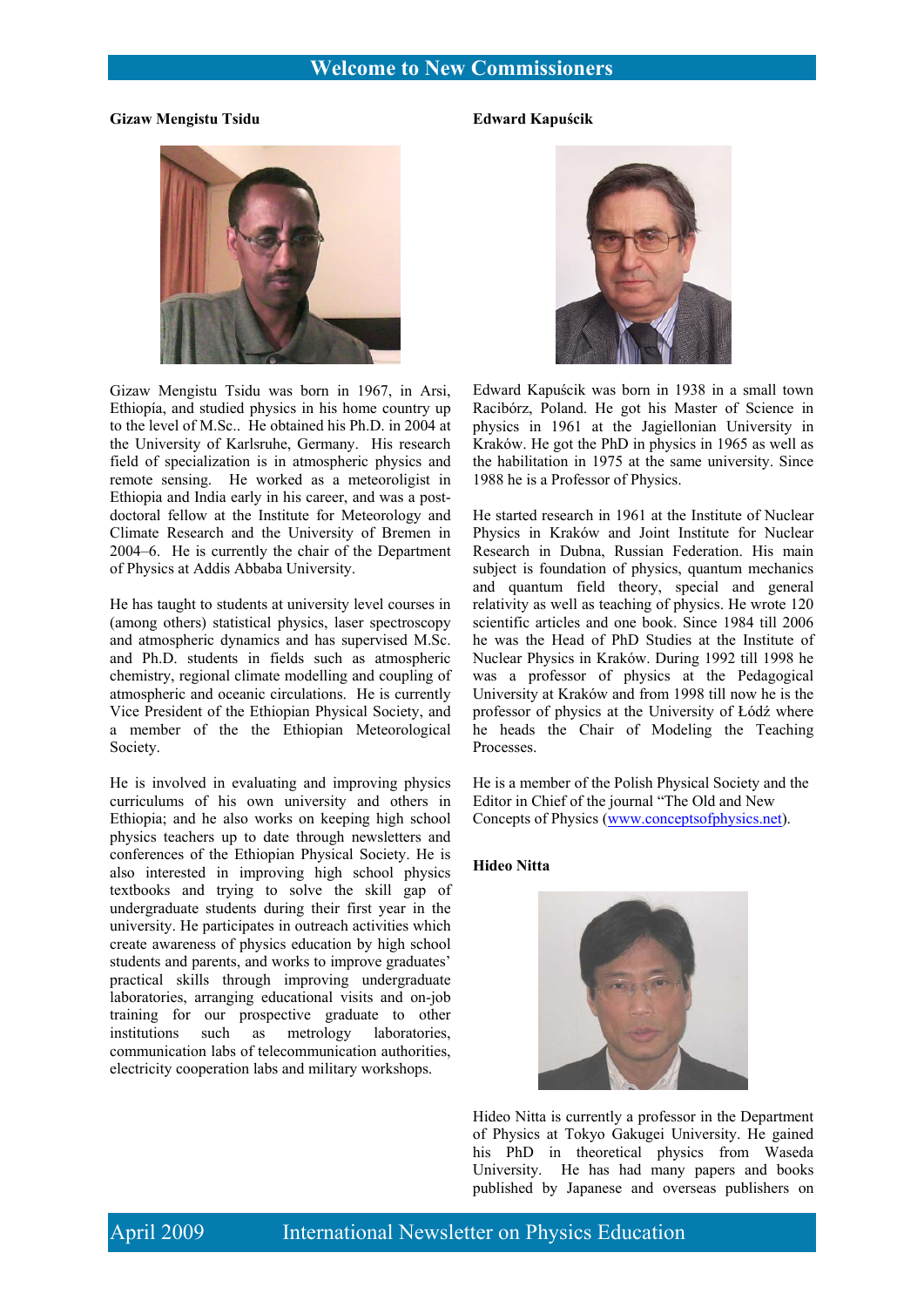# Welcome to New Commissioners

### Gizaw Mengistu Tsidu

Gizaw Mengistu Tsidu was born in 1967, in Arsi, Ethiopía, and studied physics in his home country up to the level of M.Sc.. He obtained his Ph.D. in 2004 at the University of Karlsruhe, Germany. His research field of specialization is in atmospheric physics and remote sensing. He worked as a meteoroligist in Ethiopia and India early in his career, and was a post-doctoral fellow at the Institute for Meteorology and Climate Research and the University of Bremen in 2004–6. He is currently the chair of the Department of Physics at Addis Abbaba University.

He has taught to students at university level courses in (among others) statistical physics, laser spectroscopy and atmospheric dynamics and has supervised M.Sc. and Ph.D. students in fields such as atmospheric chemistry, regional climate modelling and coupling of atmospheric and oceanic circulations. He is currently Vice President of the Ethiopian Physical Society, and a member of the the Ethiopian Meteorological Society.

He is involved in evaluating and improving physics curriculums of his own university and others in Ethiopia; and he also works on keeping high school physics teachers up to date through newsletters and conferences of the Ethiopian Physical Society. He is also interested in improving high school physics textbooks and trying to solve the skill gap of undergraduate students during their first year in the university. He participates in outreach activities which create awareness of physics education by high school students and parents, and works to improve graduates' practical skills through improving undergraduate laboratories, arranging educational visits and on-job training for our prospective graduate to other institutions such as metrology laboratories, communication labs of telecommunication authorities, electricity cooperation labs and military workshops.

### Edward Kapuścik

Edward Kapuścik was born in 1938 in a small town Racibórz, Poland. He got his Master of Science in physics in 1961 at the Jagiellonian University in Kraków. He got the PhD in physics in 1965 as well as the habilitation in 1975 at the same university. Since 1988 he is a Professor of Physics.

He started research in 1961 at the Institute of Nuclear Physics in Kraków and Joint Institute for Nuclear Research in Dubna, Russian Federation. His main subject is foundation of physics, quantum mechanics and quantum field theory, special and general relativity as well as teaching of physics. He wrote 120 scientific articles and one book. Since 1984 till 2006 he was the Head of PhD Studies at the Institute of Nuclear Physics in Kraków. During 1992 till 1998 he was a professor of physics at the Pedagogical University at Kraków and from 1998 till now he is the professor of physics at the University of Łódź where he heads the Chair of Modeling the Teaching Processes.

He is a member of the Polish Physical Society and the Editor in Chief of the journal "The Old and New Concepts of Physics (www.conceptsofphysics.net).

### Hideo Nitta

Hideo Nitta is currently a professor in the Department of Physics at Tokyo Gakugei University. He gained his PhD in theoretical physics from Waseda University. He has had many papers and books published by Japanese and overseas publishers on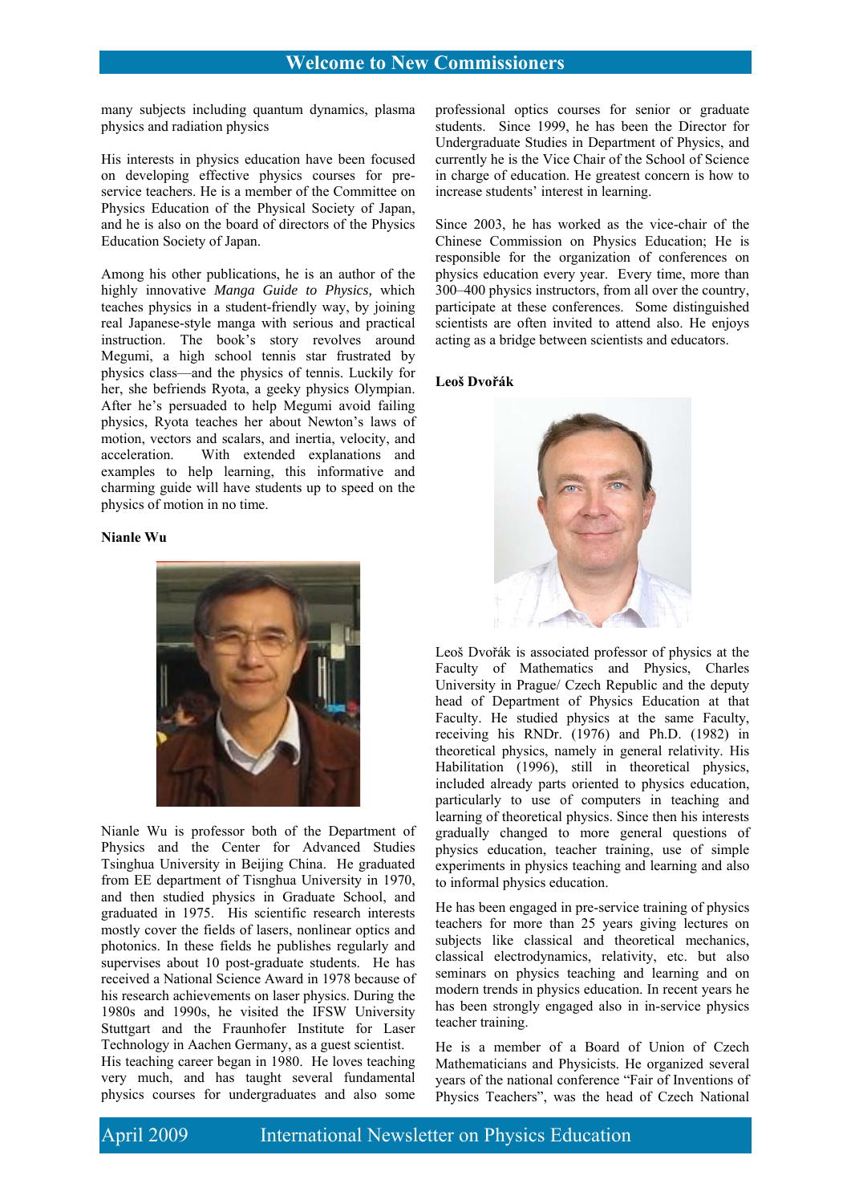many subjects including quantum dynamics, plasma physics and radiation physics

His interests in physics education have been focused on developing effective physics courses for pre-service teachers. He is a member of the Committee on Physics Education of the Physical Society of Japan, and he is also on the board of directors of the Physics Education Society of Japan.

Among his other publications, he is an author of the highly innovative *Manga Guide to Physics,* which teaches physics in a student-friendly way, by joining real Japanese-style manga with serious and practical instruction. The book's story revolves around Megumi, a high school tennis star frustrated by physics class—and the physics of tennis. Luckily for her, she befriends Ryota, a geeky physics Olympian. After he's persuaded to help Megumi avoid failing physics, Ryota teaches her about Newton's laws of motion, vectors and scalars, and inertia, velocity, and acceleration. With extended explanations and examples to help learning, this informative and charming guide will have students up to speed on the physics of motion in no time.

**Nianle Wu**

Nianle Wu is professor both of the Department of Physics and the Center for Advanced Studies Tsinghua University in Beijing China. He graduated from EE department of Tisnghua University in 1970, and then studied physics in Graduate School, and graduated in 1975. His scientific research interests mostly cover the fields of lasers, nonlinear optics and photonics. In these fields he publishes regularly and supervises about 10 post-graduate students. He has received a National Science Award in 1978 because of his research achievements on laser physics. During the 1980s and 1990s, he visited the IFSW University Stuttgart and the Fraunhofer Institute for Laser Technology in Aachen Germany, as a guest scientist.
His teaching career began in 1980. He loves teaching very much, and has taught several fundamental physics courses for undergraduates and also some professional optics courses for senior or graduate students. Since 1999, he has been the Director for Undergraduate Studies in Department of Physics, and currently he is the Vice Chair of the School of Science in charge of education. He greatest concern is how to increase students' interest in learning.

Since 2003, he has worked as the vice-chair of the Chinese Commission on Physics Education; He is responsible for the organization of conferences on physics education every year. Every time, more than 300–400 physics instructors, from all over the country, participate at these conferences. Some distinguished scientists are often invited to attend also. He enjoys acting as a bridge between scientists and educators.

**Leoš Dvořák**

Leoš Dvořák is associated professor of physics at the Faculty of Mathematics and Physics, Charles University in Prague/ Czech Republic and the deputy head of Department of Physics Education at that Faculty. He studied physics at the same Faculty, receiving his RNDr. (1976) and Ph.D. (1982) in theoretical physics, namely in general relativity. His Habilitation (1996), still in theoretical physics, included already parts oriented to physics education, particularly to use of computers in teaching and learning of theoretical physics. Since then his interests gradually changed to more general questions of physics education, teacher training, use of simple experiments in physics teaching and learning and also to informal physics education.

He has been engaged in pre-service training of physics teachers for more than 25 years giving lectures on subjects like classical and theoretical mechanics, classical electrodynamics, relativity, etc. but also seminars on physics teaching and learning and on modern trends in physics education. In recent years he has been strongly engaged also in in-service physics teacher training.

He is a member of a Board of Union of Czech Mathematicians and Physicists. He organized several years of the national conference "Fair of Inventions of Physics Teachers", was the head of Czech National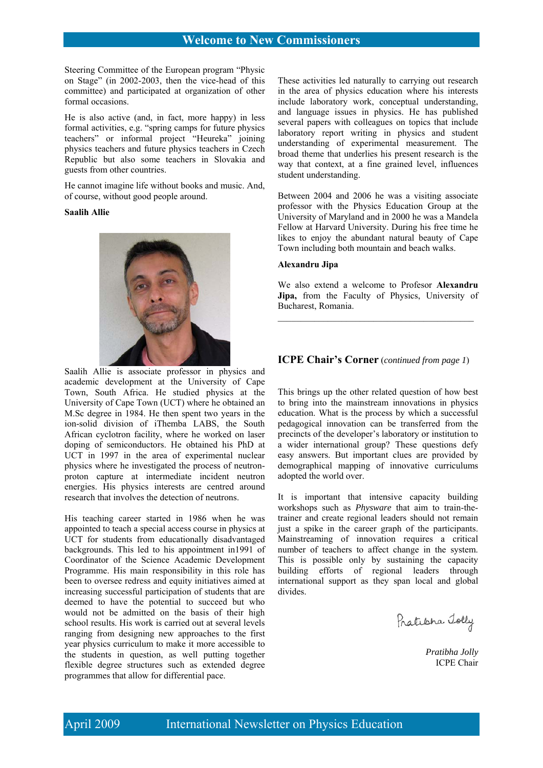## Welcome to New Commissioners

Steering Committee of the European program "Physic on Stage" (in 2002-2003, then the vice-head of this committee) and participated at organization of other formal occasions.

He is also active (and, in fact, more happy) in less formal activities, e.g. "spring camps for future physics teachers" or informal project "Heureka" joining physics teachers and future physics teachers in Czech Republic but also some teachers in Slovakia and guests from other countries.

He cannot imagine life without books and music. And, of course, without good people around.

**Saalih Allie**

Saalih Allie is associate professor in physics and academic development at the University of Cape Town, South Africa. He studied physics at the University of Cape Town (UCT) where he obtained an M.Sc degree in 1984. He then spent two years in the ion-solid division of iThemba LABS, the South African cyclotron facility, where he worked on laser doping of semiconductors. He obtained his PhD at UCT in 1997 in the area of experimental nuclear physics where he investigated the process of neutron-proton capture at intermediate incident neutron energies. His physics interests are centred around research that involves the detection of neutrons.

His teaching career started in 1986 when he was appointed to teach a special access course in physics at UCT for students from educationally disadvantaged backgrounds. This led to his appointment in1991 of Coordinator of the Science Academic Development Programme. His main responsibility in this role has been to oversee redress and equity initiatives aimed at increasing successful participation of students that are deemed to have the potential to succeed but who would not be admitted on the basis of their high school results. His work is carried out at several levels ranging from designing new approaches to the first year physics curriculum to make it more accessible to the students in question, as well putting together flexible degree structures such as extended degree programmes that allow for differential pace.

These activities led naturally to carrying out research in the area of physics education where his interests include laboratory work, conceptual understanding, and language issues in physics. He has published several papers with colleagues on topics that include laboratory report writing in physics and student understanding of experimental measurement. The broad theme that underlies his present research is the way that context, at a fine grained level, influences student understanding.

Between 2004 and 2006 he was a visiting associate professor with the Physics Education Group at the University of Maryland and in 2000 he was a Mandela Fellow at Harvard University. During his free time he likes to enjoy the abundant natural beauty of Cape Town including both mountain and beach walks.

**Alexandru Jipa**

We also extend a welcome to Profesor **Alexandru Jipa,** from the Faculty of Physics, University of Bucharest, Romania.

---

### ICPE Chair's Corner (*continued from page 1*)

This brings up the other related question of how best to bring into the mainstream innovations in physics education. What is the process by which a successful pedagogical innovation can be transferred from the precincts of the developer's laboratory or institution to a wider international group? These questions defy easy answers. But important clues are provided by demographical mapping of innovative curriculums adopted the world over.

It is important that intensive capacity building workshops such as *Physware* that aim to train-the-trainer and create regional leaders should not remain just a spike in the career graph of the participants. Mainstreaming of innovation requires a critical number of teachers to affect change in the system. This is possible only by sustaining the capacity building efforts of regional leaders through international support as they span local and global divides.

*Pratibha Jolly*
ICPE Chair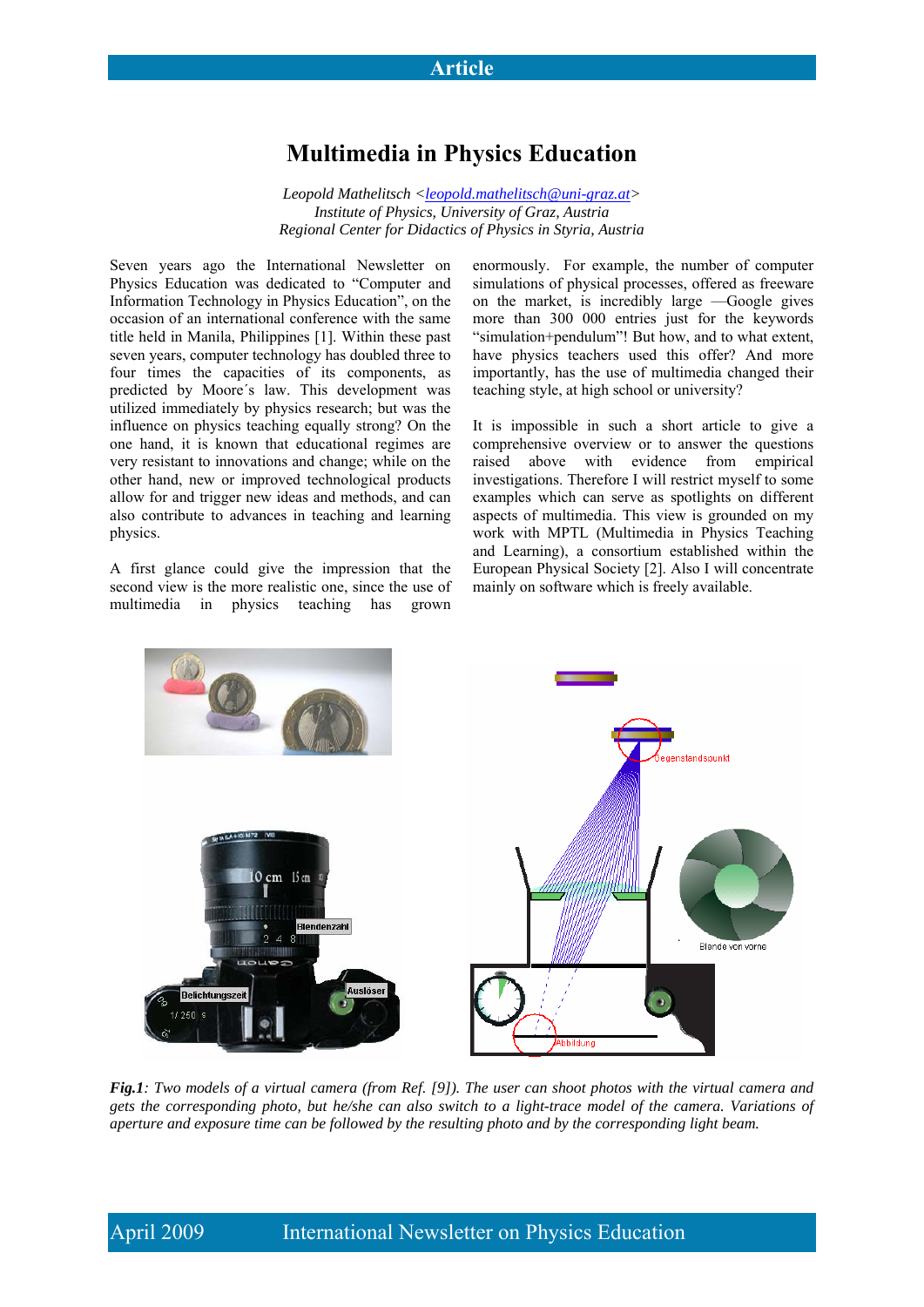# Multimedia in Physics Education

*Leopold Mathelitsch <leopold.mathelitsch@uni-graz.at>*
*Institute of Physics, University of Graz, Austria*
*Regional Center for Didactics of Physics in Styria, Austria*

Seven years ago the International Newsletter on Physics Education was dedicated to "Computer and Information Technology in Physics Education", on the occasion of an international conference with the same title held in Manila, Philippines [1]. Within these past seven years, computer technology has doubled three to four times the capacities of its components, as predicted by Moore´s law. This development was utilized immediately by physics research; but was the influence on physics teaching equally strong? On the one hand, it is known that educational regimes are very resistant to innovations and change; while on the other hand, new or improved technological products allow for and trigger new ideas and methods, and can also contribute to advances in teaching and learning physics.

A first glance could give the impression that the second view is the more realistic one, since the use of multimedia in physics teaching has grown enormously. For example, the number of computer simulations of physical processes, offered as freeware on the market, is incredibly large —Google gives more than 300 000 entries just for the keywords "simulation+pendulum"! But how, and to what extent, have physics teachers used this offer? And more importantly, has the use of multimedia changed their teaching style, at high school or university?

It is impossible in such a short article to give a comprehensive overview or to answer the questions raised above with evidence from empirical investigations. Therefore I will restrict myself to some examples which can serve as spotlights on different aspects of multimedia. This view is grounded on my work with MPTL (Multimedia in Physics Teaching and Learning), a consortium established within the European Physical Society [2]. Also I will concentrate mainly on software which is freely available.

***Fig.1**: Two models of a virtual camera (from Ref. [9]). The user can shoot photos with the virtual camera and gets the corresponding photo, but he/she can also switch to a light-trace model of the camera. Variations of aperture and exposure time can be followed by the resulting photo and by the corresponding light beam.*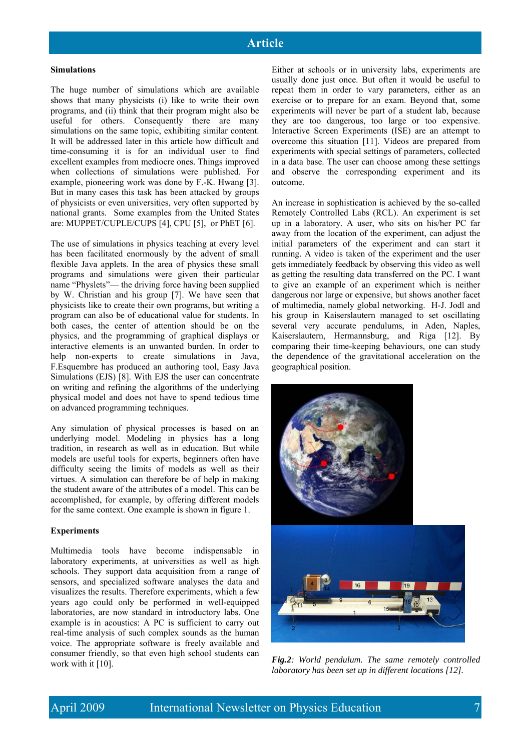**Simulations**

The huge number of simulations which are available shows that many physicists (i) like to write their own programs, and (ii) think that their program might also be useful for others. Consequently there are many simulations on the same topic, exhibiting similar content. It will be addressed later in this article how difficult and time-consuming it is for an individual user to find excellent examples from mediocre ones. Things improved when collections of simulations were published. For example, pioneering work was done by F.-K. Hwang [3]. But in many cases this task has been attacked by groups of physicists or even universities, very often supported by national grants. Some examples from the United States are: MUPPET/CUPLE/CUPS [4], CPU [5], or PhET [6].

The use of simulations in physics teaching at every level has been facilitated enormously by the advent of small flexible Java applets. In the area of physics these small programs and simulations were given their particular name "Physlets"— the driving force having been supplied by W. Christian and his group [7]. We have seen that physicists like to create their own programs, but writing a program can also be of educational value for students. In both cases, the center of attention should be on the physics, and the programming of graphical displays or interactive elements is an unwanted burden. In order to help non-experts to create simulations in Java, F.Esquembre has produced an authoring tool, Easy Java Simulations (EJS) [8]. With EJS the user can concentrate on writing and refining the algorithms of the underlying physical model and does not have to spend tedious time on advanced programming techniques.

Any simulation of physical processes is based on an underlying model. Modeling in physics has a long tradition, in research as well as in education. But while models are useful tools for experts, beginners often have difficulty seeing the limits of models as well as their virtues. A simulation can therefore be of help in making the student aware of the attributes of a model. This can be accomplished, for example, by offering different models for the same context. One example is shown in figure 1.

**Experiments**

Multimedia tools have become indispensable in laboratory experiments, at universities as well as high schools. They support data acquisition from a range of sensors, and specialized software analyses the data and visualizes the results. Therefore experiments, which a few years ago could only be performed in well-equipped laboratories, are now standard in introductory labs. One example is in acoustics: A PC is sufficient to carry out real-time analysis of such complex sounds as the human voice. The appropriate software is freely available and consumer friendly, so that even high school students can work with it [10].

Either at schools or in university labs, experiments are usually done just once. But often it would be useful to repeat them in order to vary parameters, either as an exercise or to prepare for an exam. Beyond that, some experiments will never be part of a student lab, because they are too dangerous, too large or too expensive. Interactive Screen Experiments (ISE) are an attempt to overcome this situation [11]. Videos are prepared from experiments with special settings of parameters, collected in a data base. The user can choose among these settings and observe the corresponding experiment and its outcome.

An increase in sophistication is achieved by the so-called Remotely Controlled Labs (RCL). An experiment is set up in a laboratory. A user, who sits on his/her PC far away from the location of the experiment, can adjust the initial parameters of the experiment and can start it running. A video is taken of the experiment and the user gets immediately feedback by observing this video as well as getting the resulting data transferred on the PC. I want to give an example of an experiment which is neither dangerous nor large or expensive, but shows another facet of multimedia, namely global networking. H-J. Jodl and his group in Kaiserslautern managed to set oscillating several very accurate sounds pendulums, in Aden, Naples, Kaiserslautern, Hermannsburg, and Riga [12]. By comparing their time-keeping behaviours, one can study the dependence of the gravitational acceleration on the geographical position.

*Fig.2: World pendulum. The same remotely controlled laboratory has been set up in different locations [12].*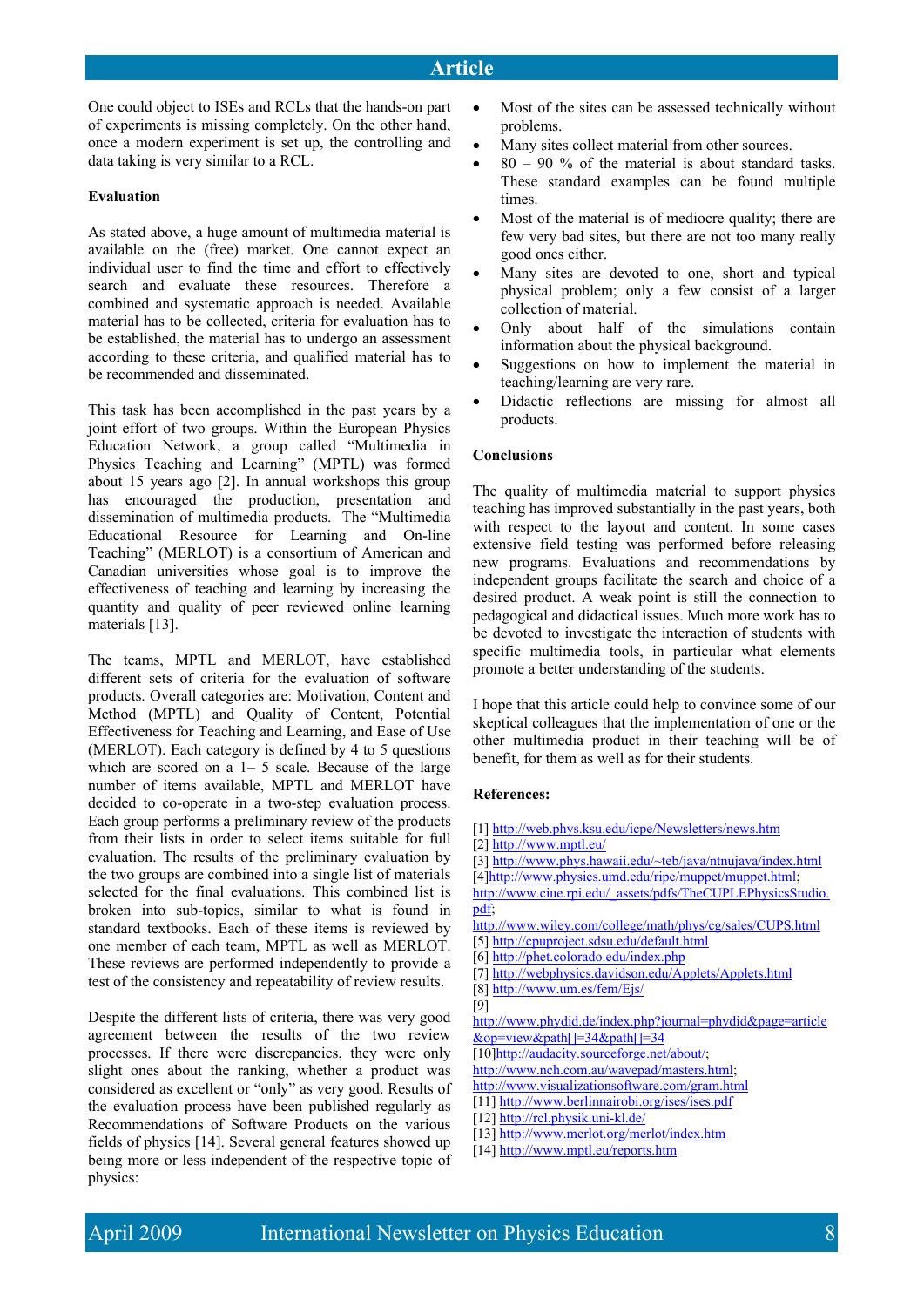One could object to ISEs and RCLs that the hands-on part of experiments is missing completely. On the other hand, once a modern experiment is set up, the controlling and data taking is very similar to a RCL.

**Evaluation**

As stated above, a huge amount of multimedia material is available on the (free) market. One cannot expect an individual user to find the time and effort to effectively search and evaluate these resources. Therefore a combined and systematic approach is needed. Available material has to be collected, criteria for evaluation has to be established, the material has to undergo an assessment according to these criteria, and qualified material has to be recommended and disseminated.

This task has been accomplished in the past years by a joint effort of two groups. Within the European Physics Education Network, a group called "Multimedia in Physics Teaching and Learning" (MPTL) was formed about 15 years ago [2]. In annual workshops this group has encouraged the production, presentation and dissemination of multimedia products. The "Multimedia Educational Resource for Learning and On-line Teaching" (MERLOT) is a consortium of American and Canadian universities whose goal is to improve the effectiveness of teaching and learning by increasing the quantity and quality of peer reviewed online learning materials [13].

The teams, MPTL and MERLOT, have established different sets of criteria for the evaluation of software products. Overall categories are: Motivation, Content and Method (MPTL) and Quality of Content, Potential Effectiveness for Teaching and Learning, and Ease of Use (MERLOT). Each category is defined by 4 to 5 questions which are scored on a 1– 5 scale. Because of the large number of items available, MPTL and MERLOT have decided to co-operate in a two-step evaluation process. Each group performs a preliminary review of the products from their lists in order to select items suitable for full evaluation. The results of the preliminary evaluation by the two groups are combined into a single list of materials selected for the final evaluations. This combined list is broken into sub-topics, similar to what is found in standard textbooks. Each of these items is reviewed by one member of each team, MPTL as well as MERLOT. These reviews are performed independently to provide a test of the consistency and repeatability of review results.

Despite the different lists of criteria, there was very good agreement between the results of the two review processes. If there were discrepancies, they were only slight ones about the ranking, whether a product was considered as excellent or "only" as very good. Results of the evaluation process have been published regularly as Recommendations of Software Products on the various fields of physics [14]. Several general features showed up being more or less independent of the respective topic of physics:

- Most of the sites can be assessed technically without problems.
- Many sites collect material from other sources.
- 80 – 90 % of the material is about standard tasks. These standard examples can be found multiple times.
- Most of the material is of mediocre quality; there are few very bad sites, but there are not too many really good ones either.
- Many sites are devoted to one, short and typical physical problem; only a few consist of a larger collection of material.
- Only about half of the simulations contain information about the physical background.
- Suggestions on how to implement the material in teaching/learning are very rare.
- Didactic reflections are missing for almost all products.

**Conclusions**

The quality of multimedia material to support physics teaching has improved substantially in the past years, both with respect to the layout and content. In some cases extensive field testing was performed before releasing new programs. Evaluations and recommendations by independent groups facilitate the search and choice of a desired product. A weak point is still the connection to pedagogical and didactical issues. Much more work has to be devoted to investigate the interaction of students with specific multimedia tools, in particular what elements promote a better understanding of the students.

I hope that this article could help to convince some of our skeptical colleagues that the implementation of one or the other multimedia product in their teaching will be of benefit, for them as well as for their students.

**References:**

[1] http://web.phys.ksu.edu/icpe/Newsletters/news.htm
[2] http://www.mptl.eu/
[3] http://www.phys.hawaii.edu/~teb/java/ntnujava/index.html
[4] http://www.physics.umd.edu/ripe/muppet/muppet.html; http://www.ciue.rpi.edu/_assets/pdfs/TheCUPLEPhysicsStudio.pdf; http://www.wiley.com/college/math/phys/cg/sales/CUPS.html
[5] http://cpuproject.sdsu.edu/default.html
[6] http://phet.colorado.edu/index.php
[7] http://webphysics.davidson.edu/Applets/Applets.html
[8] http://www.um.es/fem/Ejs/
[9] http://www.phydid.de/index.php?journal=phydid&page=article&op=view&path[]=34&path[]=34
[10] http://audacity.sourceforge.net/about/; http://www.nch.com.au/wavepad/masters.html; http://www.visualizationsoftware.com/gram.html
[11] http://www.berlinnairobi.org/ises/ises.pdf
[12] http://rcl.physik.uni-kl.de/
[13] http://www.merlot.org/merlot/index.htm
[14] http://www.mptl.eu/reports.htm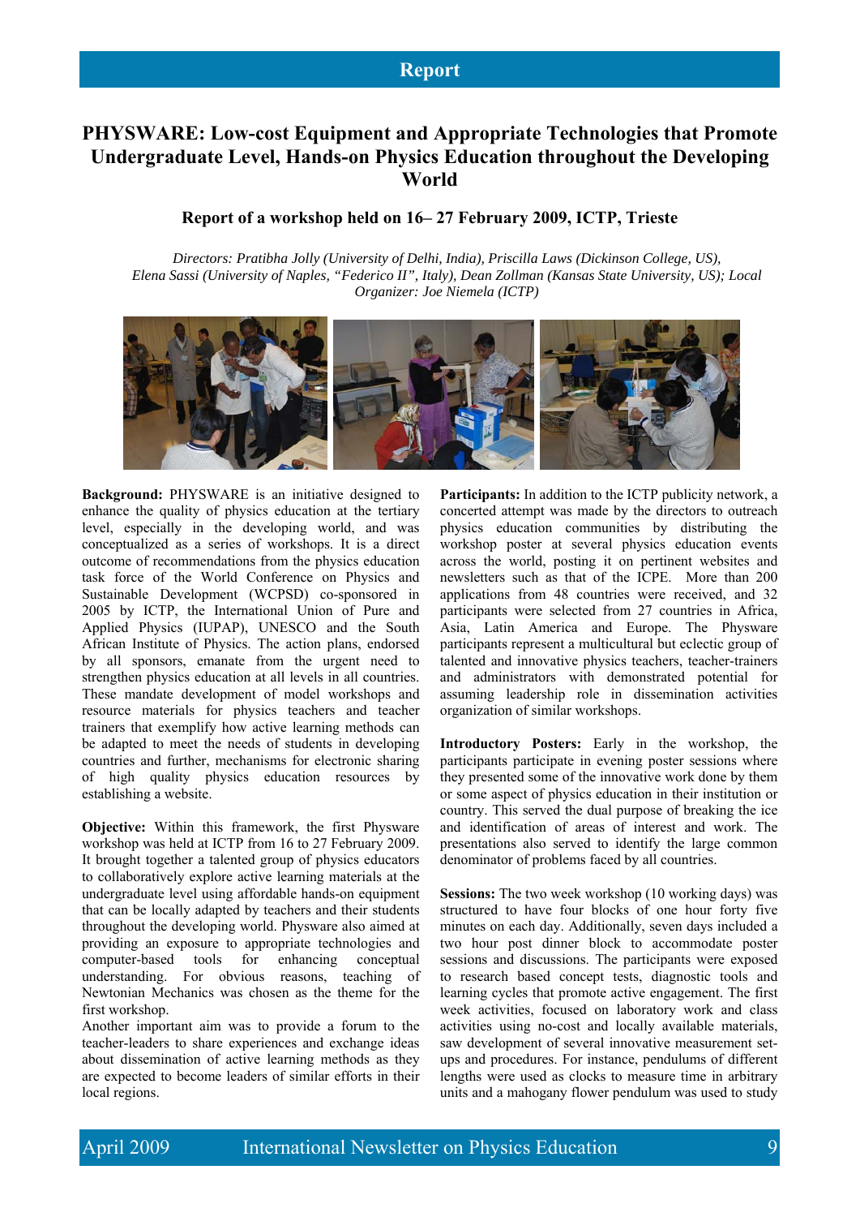# PHYSWARE: Low-cost Equipment and Appropriate Technologies that Promote Undergraduate Level, Hands-on Physics Education throughout the Developing World

### Report of a workshop held on 16– 27 February 2009, ICTP, Trieste

*Directors: Pratibha Jolly (University of Delhi, India), Priscilla Laws (Dickinson College, US), Elena Sassi (University of Naples, "Federico II", Italy), Dean Zollman (Kansas State University, US); Local Organizer: Joe Niemela (ICTP)*

**Background:** PHYSWARE is an initiative designed to enhance the quality of physics education at the tertiary level, especially in the developing world, and was conceptualized as a series of workshops. It is a direct outcome of recommendations from the physics education task force of the World Conference on Physics and Sustainable Development (WCPSD) co-sponsored in 2005 by ICTP, the International Union of Pure and Applied Physics (IUPAP), UNESCO and the South African Institute of Physics. The action plans, endorsed by all sponsors, emanate from the urgent need to strengthen physics education at all levels in all countries. These mandate development of model workshops and resource materials for physics teachers and teacher trainers that exemplify how active learning methods can be adapted to meet the needs of students in developing countries and further, mechanisms for electronic sharing of high quality physics education resources by establishing a website.

**Objective:** Within this framework, the first Physware workshop was held at ICTP from 16 to 27 February 2009. It brought together a talented group of physics educators to collaboratively explore active learning materials at the undergraduate level using affordable hands-on equipment that can be locally adapted by teachers and their students throughout the developing world. Physware also aimed at providing an exposure to appropriate technologies and computer-based tools for enhancing conceptual understanding. For obvious reasons, teaching of Newtonian Mechanics was chosen as the theme for the first workshop.

Another important aim was to provide a forum to the teacher-leaders to share experiences and exchange ideas about dissemination of active learning methods as they are expected to become leaders of similar efforts in their local regions.

**Participants:** In addition to the ICTP publicity network, a concerted attempt was made by the directors to outreach physics education communities by distributing the workshop poster at several physics education events across the world, posting it on pertinent websites and newsletters such as that of the ICPE. More than 200 applications from 48 countries were received, and 32 participants were selected from 27 countries in Africa, Asia, Latin America and Europe. The Physware participants represent a multicultural but eclectic group of talented and innovative physics teachers, teacher-trainers and administrators with demonstrated potential for assuming leadership role in dissemination activities organization of similar workshops.

**Introductory Posters:** Early in the workshop, the participants participate in evening poster sessions where they presented some of the innovative work done by them or some aspect of physics education in their institution or country. This served the dual purpose of breaking the ice and identification of areas of interest and work. The presentations also served to identify the large common denominator of problems faced by all countries.

**Sessions:** The two week workshop (10 working days) was structured to have four blocks of one hour forty five minutes on each day. Additionally, seven days included a two hour post dinner block to accommodate poster sessions and discussions. The participants were exposed to research based concept tests, diagnostic tools and learning cycles that promote active engagement. The first week activities, focused on laboratory work and class activities using no-cost and locally available materials, saw development of several innovative measurement set-ups and procedures. For instance, pendulums of different lengths were used as clocks to measure time in arbitrary units and a mahogany flower pendulum was used to study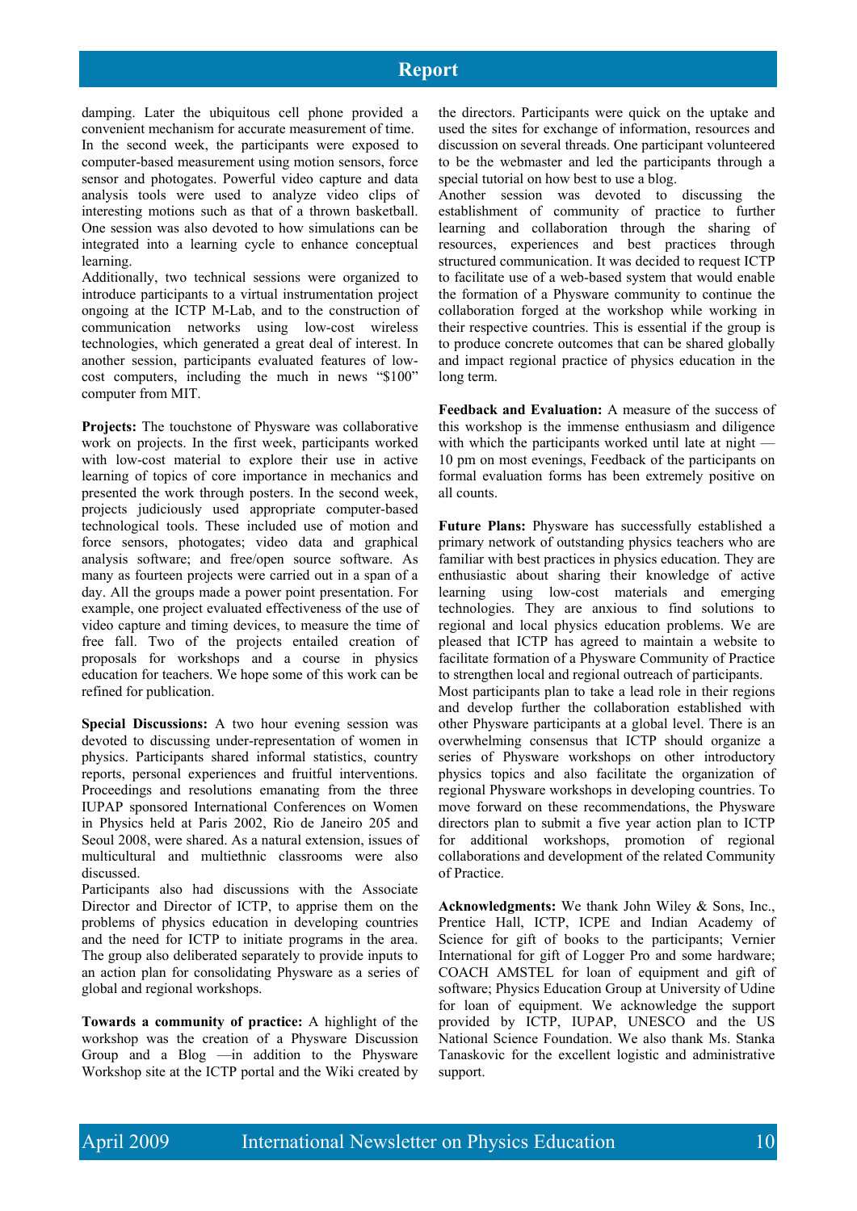damping. Later the ubiquitous cell phone provided a convenient mechanism for accurate measurement of time. In the second week, the participants were exposed to computer-based measurement using motion sensors, force sensor and photogates. Powerful video capture and data analysis tools were used to analyze video clips of interesting motions such as that of a thrown basketball. One session was also devoted to how simulations can be integrated into a learning cycle to enhance conceptual learning.

Additionally, two technical sessions were organized to introduce participants to a virtual instrumentation project ongoing at the ICTP M-Lab, and to the construction of communication networks using low-cost wireless technologies, which generated a great deal of interest. In another session, participants evaluated features of low-cost computers, including the much in news "$100" computer from MIT.

**Projects:** The touchstone of Physware was collaborative work on projects. In the first week, participants worked with low-cost material to explore their use in active learning of topics of core importance in mechanics and presented the work through posters. In the second week, projects judiciously used appropriate computer-based technological tools. These included use of motion and force sensors, photogates; video data and graphical analysis software; and free/open source software. As many as fourteen projects were carried out in a span of a day. All the groups made a power point presentation. For example, one project evaluated effectiveness of the use of video capture and timing devices, to measure the time of free fall. Two of the projects entailed creation of proposals for workshops and a course in physics education for teachers. We hope some of this work can be refined for publication.

**Special Discussions:** A two hour evening session was devoted to discussing under-representation of women in physics. Participants shared informal statistics, country reports, personal experiences and fruitful interventions. Proceedings and resolutions emanating from the three IUPAP sponsored International Conferences on Women in Physics held at Paris 2002, Rio de Janeiro 205 and Seoul 2008, were shared. As a natural extension, issues of multicultural and multiethnic classrooms were also discussed.

Participants also had discussions with the Associate Director and Director of ICTP, to apprise them on the problems of physics education in developing countries and the need for ICTP to initiate programs in the area. The group also deliberated separately to provide inputs to an action plan for consolidating Physware as a series of global and regional workshops.

**Towards a community of practice:** A highlight of the workshop was the creation of a Physware Discussion Group and a Blog —in addition to the Physware Workshop site at the ICTP portal and the Wiki created by the directors. Participants were quick on the uptake and used the sites for exchange of information, resources and discussion on several threads. One participant volunteered to be the webmaster and led the participants through a special tutorial on how best to use a blog.

Another session was devoted to discussing the establishment of community of practice to further learning and collaboration through the sharing of resources, experiences and best practices through structured communication. It was decided to request ICTP to facilitate use of a web-based system that would enable the formation of a Physware community to continue the collaboration forged at the workshop while working in their respective countries. This is essential if the group is to produce concrete outcomes that can be shared globally and impact regional practice of physics education in the long term.

**Feedback and Evaluation:** A measure of the success of this workshop is the immense enthusiasm and diligence with which the participants worked until late at night — 10 pm on most evenings, Feedback of the participants on formal evaluation forms has been extremely positive on all counts.

**Future Plans:** Physware has successfully established a primary network of outstanding physics teachers who are familiar with best practices in physics education. They are enthusiastic about sharing their knowledge of active learning using low-cost materials and emerging technologies. They are anxious to find solutions to regional and local physics education problems. We are pleased that ICTP has agreed to maintain a website to facilitate formation of a Physware Community of Practice to strengthen local and regional outreach of participants.

Most participants plan to take a lead role in their regions and develop further the collaboration established with other Physware participants at a global level. There is an overwhelming consensus that ICTP should organize a series of Physware workshops on other introductory physics topics and also facilitate the organization of regional Physware workshops in developing countries. To move forward on these recommendations, the Physware directors plan to submit a five year action plan to ICTP for additional workshops, promotion of regional collaborations and development of the related Community of Practice.

**Acknowledgments:** We thank John Wiley & Sons, Inc., Prentice Hall, ICTP, ICPE and Indian Academy of Science for gift of books to the participants; Vernier International for gift of Logger Pro and some hardware; COACH AMSTEL for loan of equipment and gift of software; Physics Education Group at University of Udine for loan of equipment. We acknowledge the support provided by ICTP, IUPAP, UNESCO and the US National Science Foundation. We also thank Ms. Stanka Tanaskovic for the excellent logistic and administrative support.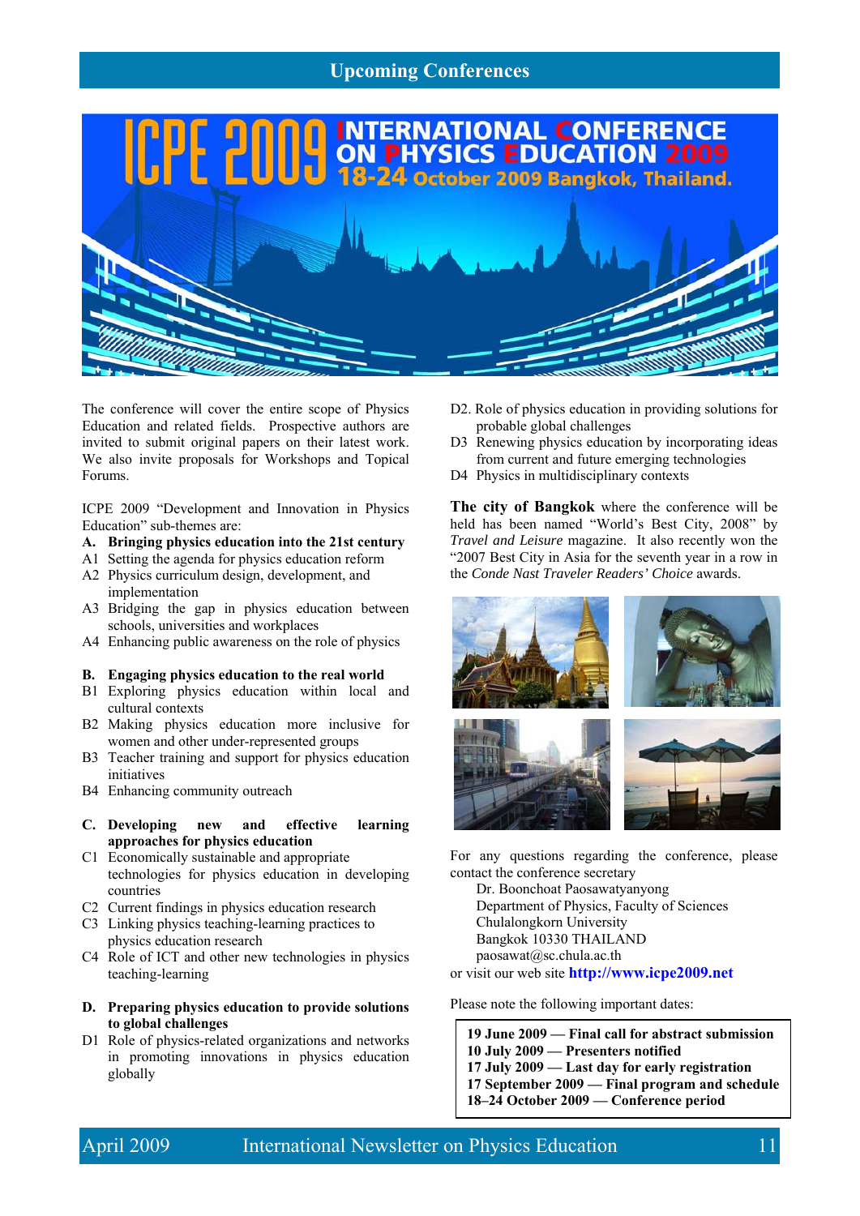## Upcoming Conferences

# ICPE 2009 INTERNATIONAL CONFERENCE ON PHYSICS EDUCATION 2009

**18-24 October 2009 Bangkok, Thailand.**

The conference will cover the entire scope of Physics Education and related fields. Prospective authors are invited to submit original papers on their latest work. We also invite proposals for Workshops and Topical Forums.

ICPE 2009 "Development and Innovation in Physics Education" sub-themes are:

**A. Bringing physics education into the 21st century**

- A1 Setting the agenda for physics education reform
- A2 Physics curriculum design, development, and implementation
- A3 Bridging the gap in physics education between schools, universities and workplaces
- A4 Enhancing public awareness on the role of physics

**B. Engaging physics education to the real world**

- B1 Exploring physics education within local and cultural contexts
- B2 Making physics education more inclusive for women and other under-represented groups
- B3 Teacher training and support for physics education initiatives
- B4 Enhancing community outreach

**C. Developing new and effective learning approaches for physics education**

- C1 Economically sustainable and appropriate technologies for physics education in developing countries
- C2 Current findings in physics education research
- C3 Linking physics teaching-learning practices to physics education research
- C4 Role of ICT and other new technologies in physics teaching-learning

**D. Preparing physics education to provide solutions to global challenges**

- D1 Role of physics-related organizations and networks in promoting innovations in physics education globally
- D2. Role of physics education in providing solutions for probable global challenges
- D3 Renewing physics education by incorporating ideas from current and future emerging technologies
- D4 Physics in multidisciplinary contexts

**The city of Bangkok** where the conference will be held has been named "World's Best City, 2008" by *Travel and Leisure* magazine. It also recently won the "2007 Best City in Asia for the seventh year in a row in the *Conde Nast Traveler Readers' Choice* awards.

For any questions regarding the conference, please contact the conference secretary

Dr. Boonchoat Paosawatyanyong
Department of Physics, Faculty of Sciences
Chulalongkorn University
Bangkok 10330 THAILAND
paosawat@sc.chula.ac.th

or visit our web site **http://www.icpe2009.net**

Please note the following important dates:

**19 June 2009 — Final call for abstract submission**
**10 July 2009 — Presenters notified**
**17 July 2009 — Last day for early registration**
**17 September 2009 — Final program and schedule**
**18–24 October 2009 — Conference period**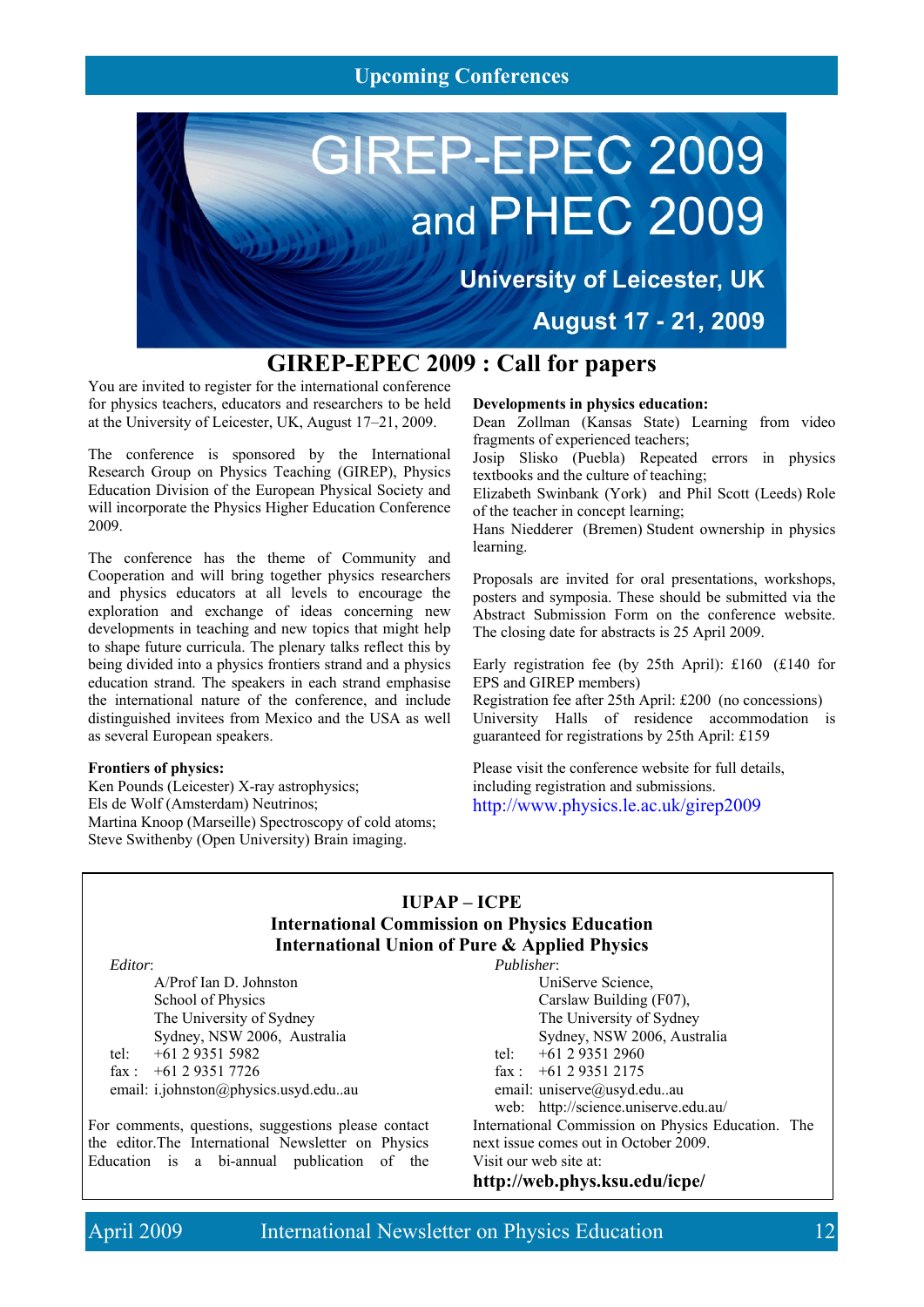## Upcoming Conferences

# GIREP-EPEC 2009 and PHEC 2009

**University of Leicester, UK**

**August 17 - 21, 2009**

## GIREP-EPEC 2009 : Call for papers

You are invited to register for the international conference for physics teachers, educators and researchers to be held at the University of Leicester, UK, August 17–21, 2009.

The conference is sponsored by the International Research Group on Physics Teaching (GIREP), Physics Education Division of the European Physical Society and will incorporate the Physics Higher Education Conference 2009.

The conference has the theme of Community and Cooperation and will bring together physics researchers and physics educators at all levels to encourage the exploration and exchange of ideas concerning new developments in teaching and new topics that might help to shape future curricula. The plenary talks reflect this by being divided into a physics frontiers strand and a physics education strand. The speakers in each strand emphasise the international nature of the conference, and include distinguished invitees from Mexico and the USA as well as several European speakers.

**Frontiers of physics:**
Ken Pounds (Leicester) X-ray astrophysics;
Els de Wolf (Amsterdam) Neutrinos;
Martina Knoop (Marseille) Spectroscopy of cold atoms;
Steve Swithenby (Open University) Brain imaging.

**Developments in physics education:**
Dean Zollman (Kansas State) Learning from video fragments of experienced teachers;
Josip Slisko (Puebla) Repeated errors in physics textbooks and the culture of teaching;
Elizabeth Swinbank (York) and Phil Scott (Leeds) Role of the teacher in concept learning;
Hans Niedderer (Bremen) Student ownership in physics learning.

Proposals are invited for oral presentations, workshops, posters and symposia. These should be submitted via the Abstract Submission Form on the conference website. The closing date for abstracts is 25 April 2009.

Early registration fee (by 25th April): £160 (£140 for EPS and GIREP members)
Registration fee after 25th April: £200 (no concessions)
University Halls of residence accommodation is guaranteed for registrations by 25th April: £159

Please visit the conference website for full details, including registration and submissions.
http://www.physics.le.ac.uk/girep2009

---

### IUPAP – ICPE
### International Commission on Physics Education
### International Union of Pure & Applied Physics

*Editor*:
A/Prof Ian D. Johnston
School of Physics
The University of Sydney
Sydney, NSW 2006, Australia
tel: +61 2 9351 5982
fax : +61 2 9351 7726
email: i.johnston@physics.usyd.edu..au

*Publisher*:
UniServe Science,
Carslaw Building (F07),
The University of Sydney
Sydney, NSW 2006, Australia
tel: +61 2 9351 2960
fax : +61 2 9351 2175
email: uniserve@usyd.edu..au
web: http://science.uniserve.edu.au/

For comments, questions, suggestions please contact the editor.The International Newsletter on Physics Education is a bi-annual publication of the International Commission on Physics Education. The next issue comes out in October 2009.
Visit our web site at:
**http://web.phys.ksu.edu/icpe/**